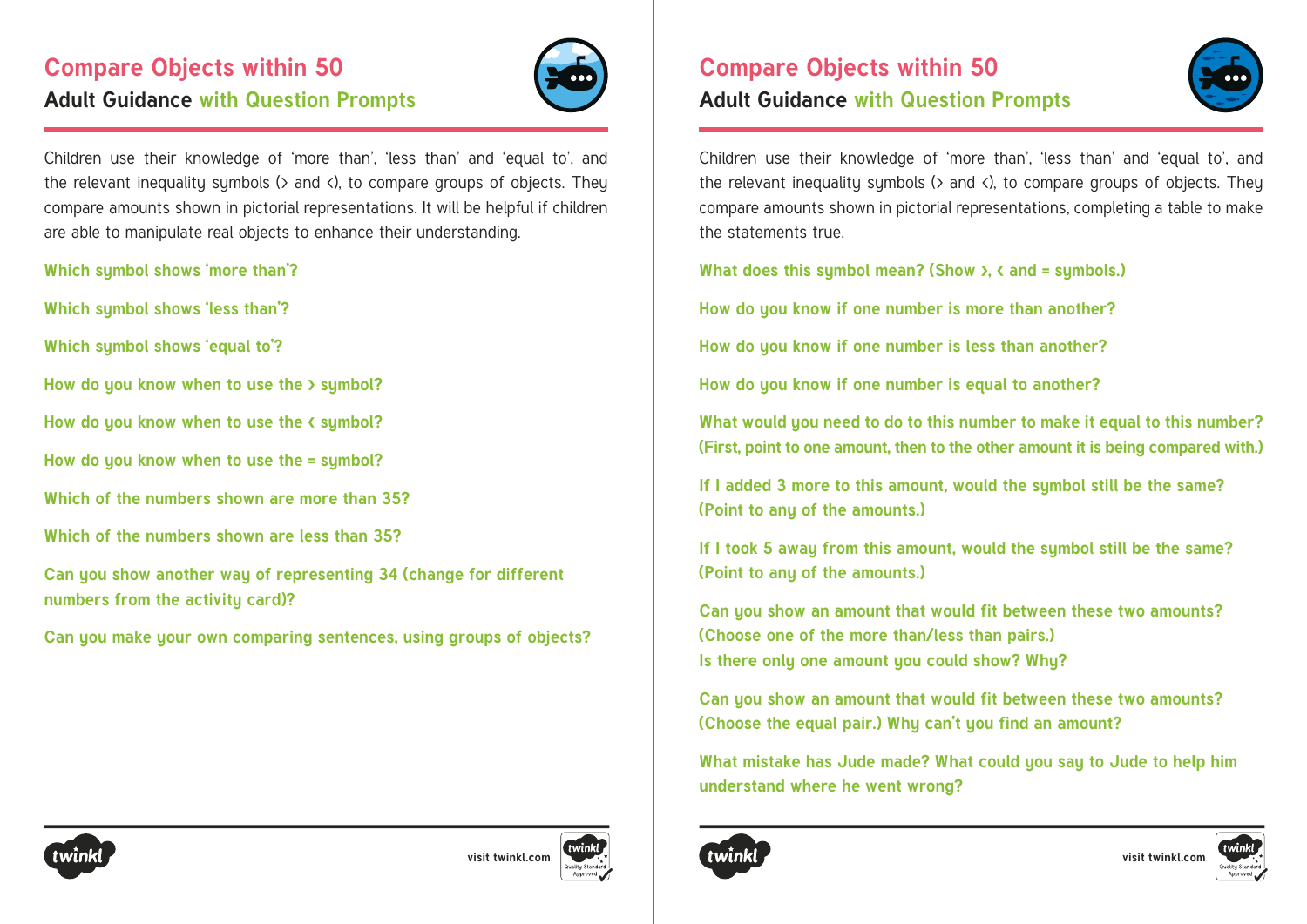# Compare Objects within 50

## Adult Guidance with Question Prompts

Children use their knowledge of 'more than', 'less than' and 'equal to', and the relevant inequality symbols (> and <), to compare groups of objects. They compare amounts shown in pictorial representations. It will be helpful if children are able to manipulate real objects to enhance their understanding.

**Which symbol shows 'more than'?**

**Which symbol shows 'less than'?**

**Which symbol shows 'equal to'?**

**How do you know when to use the > symbol?**

**How do you know when to use the < symbol?**

**How do you know when to use the = symbol?**

**Which of the numbers shown are more than 35?**

**Which of the numbers shown are less than 35?**

**Can you show another way of representing 34 (change for different numbers from the activity card)?**

**Can you make your own comparing sentences, using groups of objects?**

# Compare Objects within 50

## Adult Guidance with Question Prompts

Children use their knowledge of 'more than', 'less than' and 'equal to', and the relevant inequality symbols (> and <), to compare groups of objects. They compare amounts shown in pictorial representations, completing a table to make the statements true.

**What does this symbol mean? (Show >, < and = symbols.)**

**How do you know if one number is more than another?**

**How do you know if one number is less than another?**

**How do you know if one number is equal to another?**

**What would you need to do to this number to make it equal to this number? (First, point to one amount, then to the other amount it is being compared with.)**

**If I added 3 more to this amount, would the symbol still be the same? (Point to any of the amounts.)**

**If I took 5 away from this amount, would the symbol still be the same? (Point to any of the amounts.)**

**Can you show an amount that would fit between these two amounts? (Choose one of the more than/less than pairs.) Is there only one amount you could show? Why?**

**Can you show an amount that would fit between these two amounts? (Choose the equal pair.) Why can't you find an amount?**

**What mistake has Jude made? What could you say to Jude to help him understand where he went wrong?**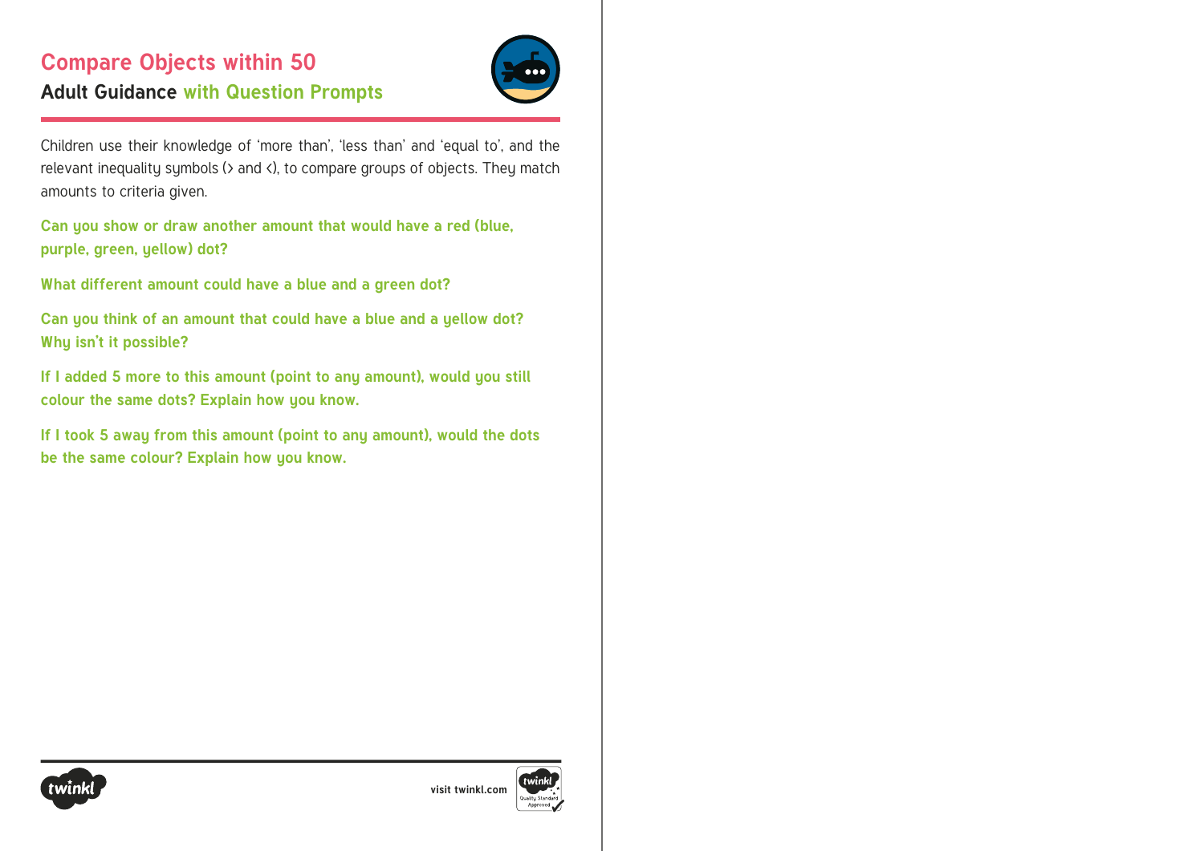# Compare Objects within 50

## Adult Guidance with Question Prompts

Children use their knowledge of 'more than', 'less than' and 'equal to', and the relevant inequality symbols (> and <), to compare groups of objects. They match amounts to criteria given.

**Can you show or draw another amount that would have a red (blue, purple, green, yellow) dot?**

**What different amount could have a blue and a green dot?**

**Can you think of an amount that could have a blue and a yellow dot? Why isn't it possible?**

**If I added 5 more to this amount (point to any amount), would you still colour the same dots? Explain how you know.**

**If I took 5 away from this amount (point to any amount), would the dots be the same colour? Explain how you know.**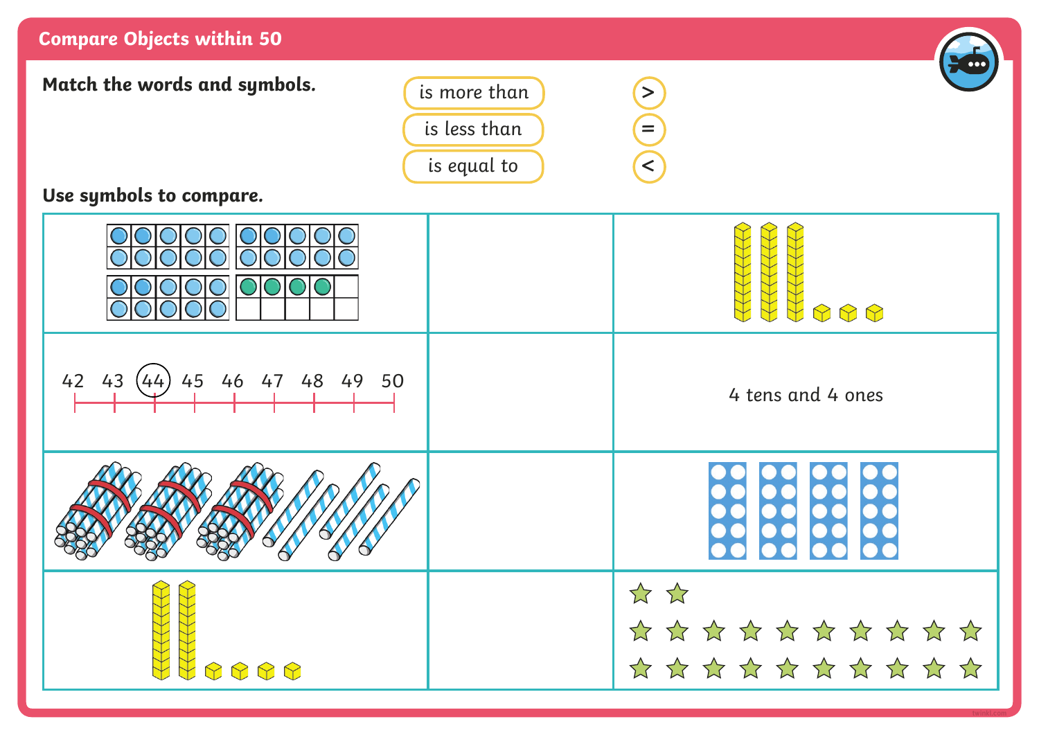## Compare Objects within 50

**Match the words and symbols.**

| | |
|---|---|
| is more than | > |
| is less than | = |
| is equal to | < |

**Use symbols to compare.**

| | | |
|---|---|---|
| | | |
| 42 43 (44) 45 46 47 48 49 50 | | 4 tens and 4 ones |
| | | |
| | | |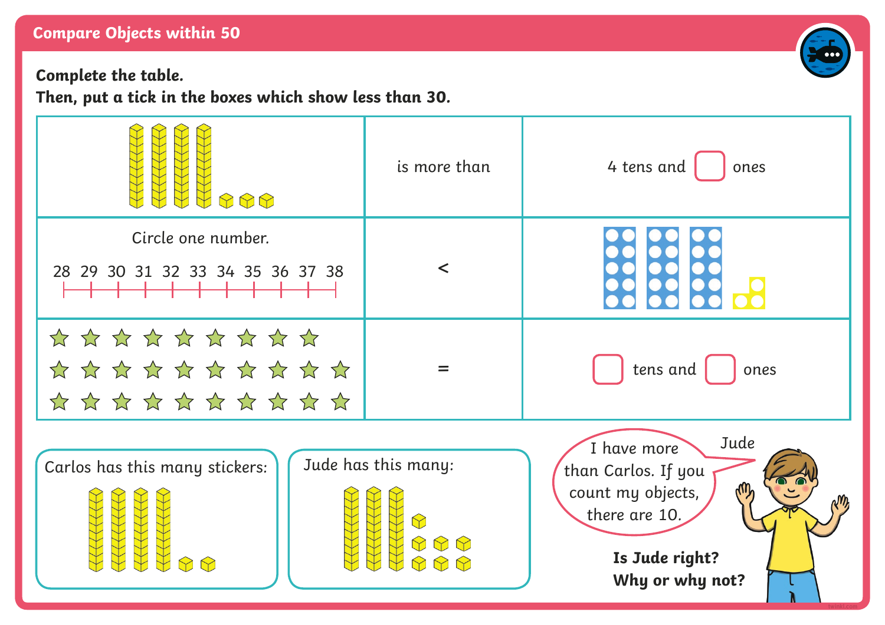## Compare Objects within 50

**Complete the table.**
**Then, put a tick in the boxes which show less than 30.**

| | | |
|---|---|---|
| | is more than | 4 tens and ☐ ones |
| Circle one number. 28 29 30 31 32 33 34 35 36 37 38 | < | |
| | = | ☐ tens and ☐ ones |

Carlos has this many stickers:

Jude has this many:

Jude: I have more than Carlos. If you count my objects, there are 10.

**Is Jude right?**
**Why or why not?**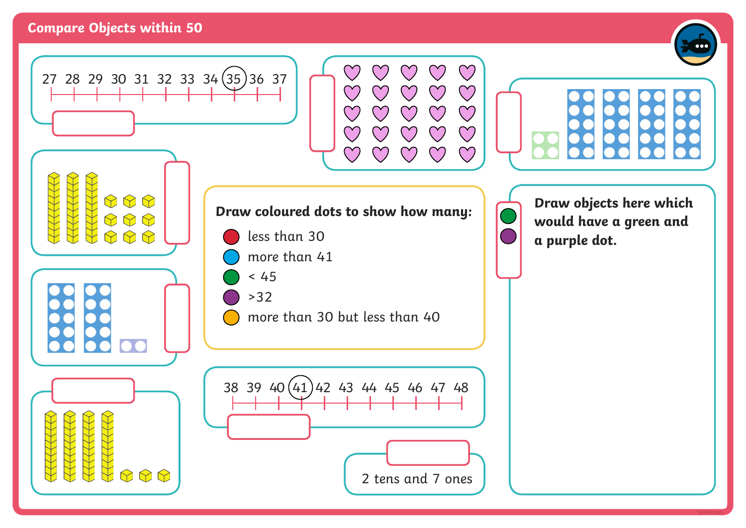# Compare Objects within 50

27 28 29 30 31 32 33 34 35 36 37

**Draw coloured dots to show how many:**

- less than 30
- more than 41
- < 45
- >32
- more than 30 but less than 40

**Draw objects here which would have a green and a purple dot.**

38 39 40 41 42 43 44 45 46 47 48

2 tens and 7 ones